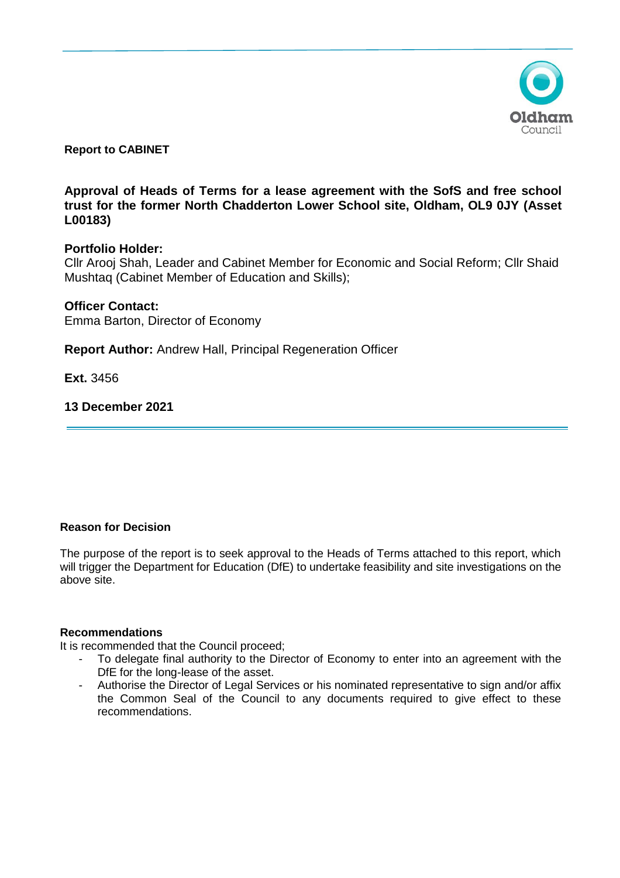**Report to CABINET**

# Approval of Heads of Terms for a lease agreement with the SofS and free school trust for the former North Chadderton Lower School site, Oldham, OL9 0JY (Asset L00183)

**Portfolio Holder:**
Cllr Arooj Shah, Leader and Cabinet Member for Economic and Social Reform; Cllr Shaid Mushtaq (Cabinet Member of Education and Skills);

**Officer Contact:**
Emma Barton, Director of Economy

**Report Author:** Andrew Hall, Principal Regeneration Officer

**Ext.** 3456

**13 December 2021**

---

**Reason for Decision**

The purpose of the report is to seek approval to the Heads of Terms attached to this report, which will trigger the Department for Education (DfE) to undertake feasibility and site investigations on the above site.

**Recommendations**

It is recommended that the Council proceed;

- To delegate final authority to the Director of Economy to enter into an agreement with the DfE for the long-lease of the asset.
- Authorise the Director of Legal Services or his nominated representative to sign and/or affix the Common Seal of the Council to any documents required to give effect to these recommendations.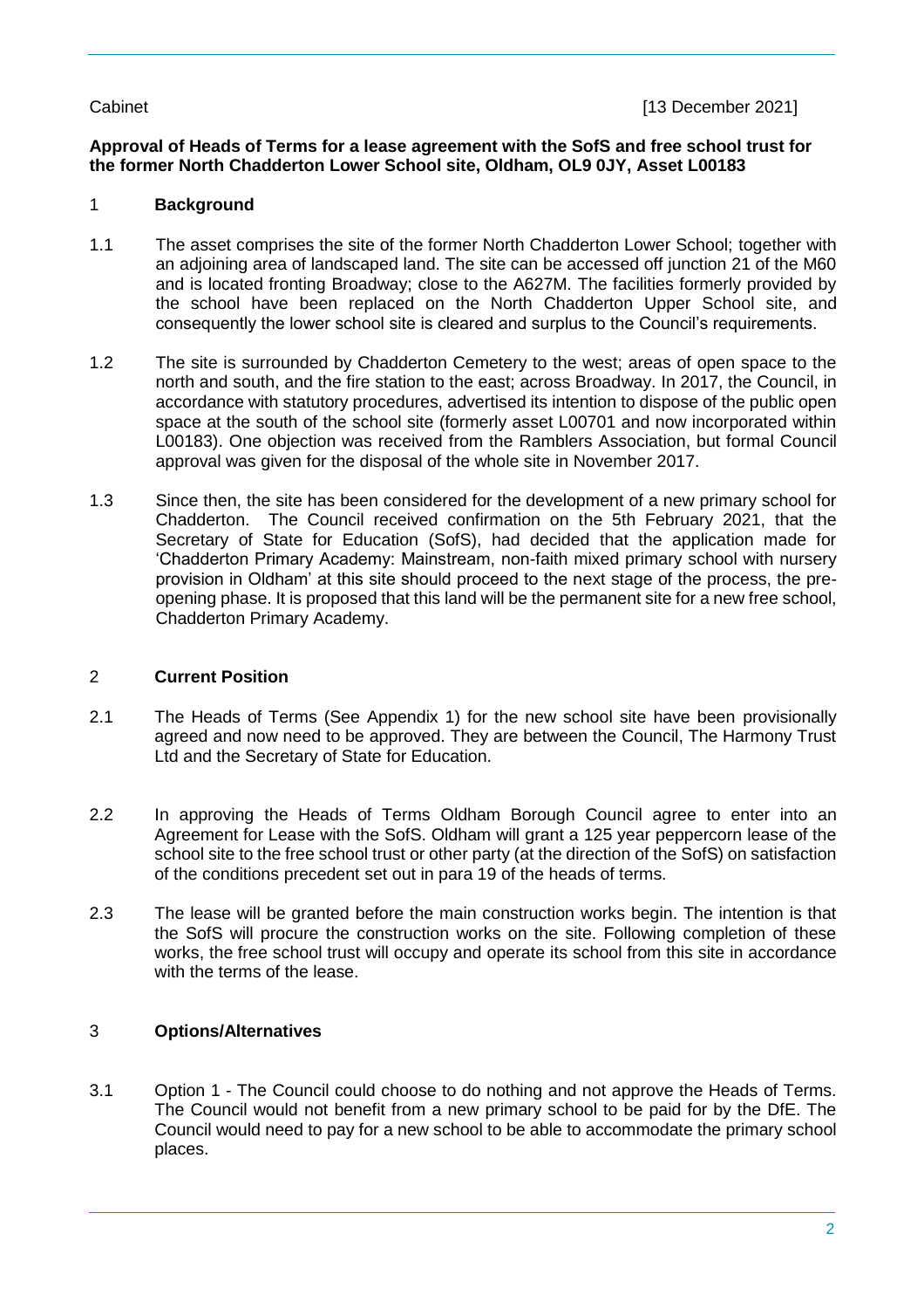Cabinet [13 December 2021]

**Approval of Heads of Terms for a lease agreement with the SofS and free school trust for the former North Chadderton Lower School site, Oldham, OL9 0JY, Asset L00183**

## 1 Background

1.1 The asset comprises the site of the former North Chadderton Lower School; together with an adjoining area of landscaped land. The site can be accessed off junction 21 of the M60 and is located fronting Broadway; close to the A627M. The facilities formerly provided by the school have been replaced on the North Chadderton Upper School site, and consequently the lower school site is cleared and surplus to the Council's requirements.

1.2 The site is surrounded by Chadderton Cemetery to the west; areas of open space to the north and south, and the fire station to the east; across Broadway. In 2017, the Council, in accordance with statutory procedures, advertised its intention to dispose of the public open space at the south of the school site (formerly asset L00701 and now incorporated within L00183). One objection was received from the Ramblers Association, but formal Council approval was given for the disposal of the whole site in November 2017.

1.3 Since then, the site has been considered for the development of a new primary school for Chadderton. The Council received confirmation on the 5th February 2021, that the Secretary of State for Education (SofS), had decided that the application made for 'Chadderton Primary Academy: Mainstream, non-faith mixed primary school with nursery provision in Oldham' at this site should proceed to the next stage of the process, the pre-opening phase. It is proposed that this land will be the permanent site for a new free school, Chadderton Primary Academy.

## 2 Current Position

2.1 The Heads of Terms (See Appendix 1) for the new school site have been provisionally agreed and now need to be approved. They are between the Council, The Harmony Trust Ltd and the Secretary of State for Education.

2.2 In approving the Heads of Terms Oldham Borough Council agree to enter into an Agreement for Lease with the SofS. Oldham will grant a 125 year peppercorn lease of the school site to the free school trust or other party (at the direction of the SofS) on satisfaction of the conditions precedent set out in para 19 of the heads of terms.

2.3 The lease will be granted before the main construction works begin. The intention is that the SofS will procure the construction works on the site. Following completion of these works, the free school trust will occupy and operate its school from this site in accordance with the terms of the lease.

## 3 Options/Alternatives

3.1 Option 1 - The Council could choose to do nothing and not approve the Heads of Terms. The Council would not benefit from a new primary school to be paid for by the DfE. The Council would need to pay for a new school to be able to accommodate the primary school places.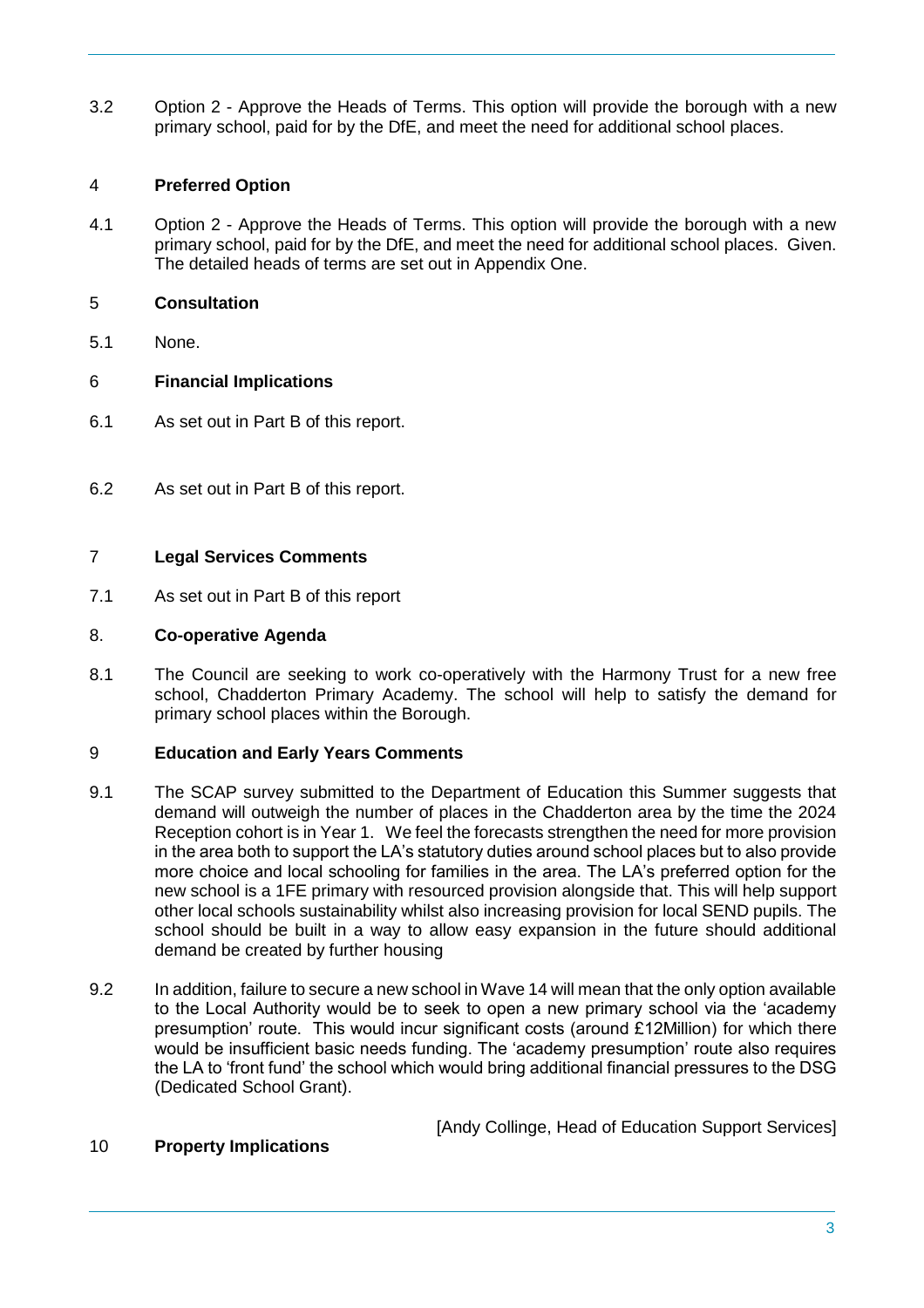3.2 Option 2 - Approve the Heads of Terms. This option will provide the borough with a new primary school, paid for by the DfE, and meet the need for additional school places.

## 4 Preferred Option

4.1 Option 2 - Approve the Heads of Terms. This option will provide the borough with a new primary school, paid for by the DfE, and meet the need for additional school places. Given. The detailed heads of terms are set out in Appendix One.

## 5 Consultation

5.1 None.

## 6 Financial Implications

6.1 As set out in Part B of this report.

6.2 As set out in Part B of this report.

## 7 Legal Services Comments

7.1 As set out in Part B of this report

## 8. Co-operative Agenda

8.1 The Council are seeking to work co-operatively with the Harmony Trust for a new free school, Chadderton Primary Academy. The school will help to satisfy the demand for primary school places within the Borough.

## 9 Education and Early Years Comments

9.1 The SCAP survey submitted to the Department of Education this Summer suggests that demand will outweigh the number of places in the Chadderton area by the time the 2024 Reception cohort is in Year 1. We feel the forecasts strengthen the need for more provision in the area both to support the LA's statutory duties around school places but to also provide more choice and local schooling for families in the area. The LA's preferred option for the new school is a 1FE primary with resourced provision alongside that. This will help support other local schools sustainability whilst also increasing provision for local SEND pupils. The school should be built in a way to allow easy expansion in the future should additional demand be created by further housing

9.2 In addition, failure to secure a new school in Wave 14 will mean that the only option available to the Local Authority would be to seek to open a new primary school via the 'academy presumption' route. This would incur significant costs (around £12Million) for which there would be insufficient basic needs funding. The 'academy presumption' route also requires the LA to 'front fund' the school which would bring additional financial pressures to the DSG (Dedicated School Grant).

[Andy Collinge, Head of Education Support Services]

## 10 Property Implications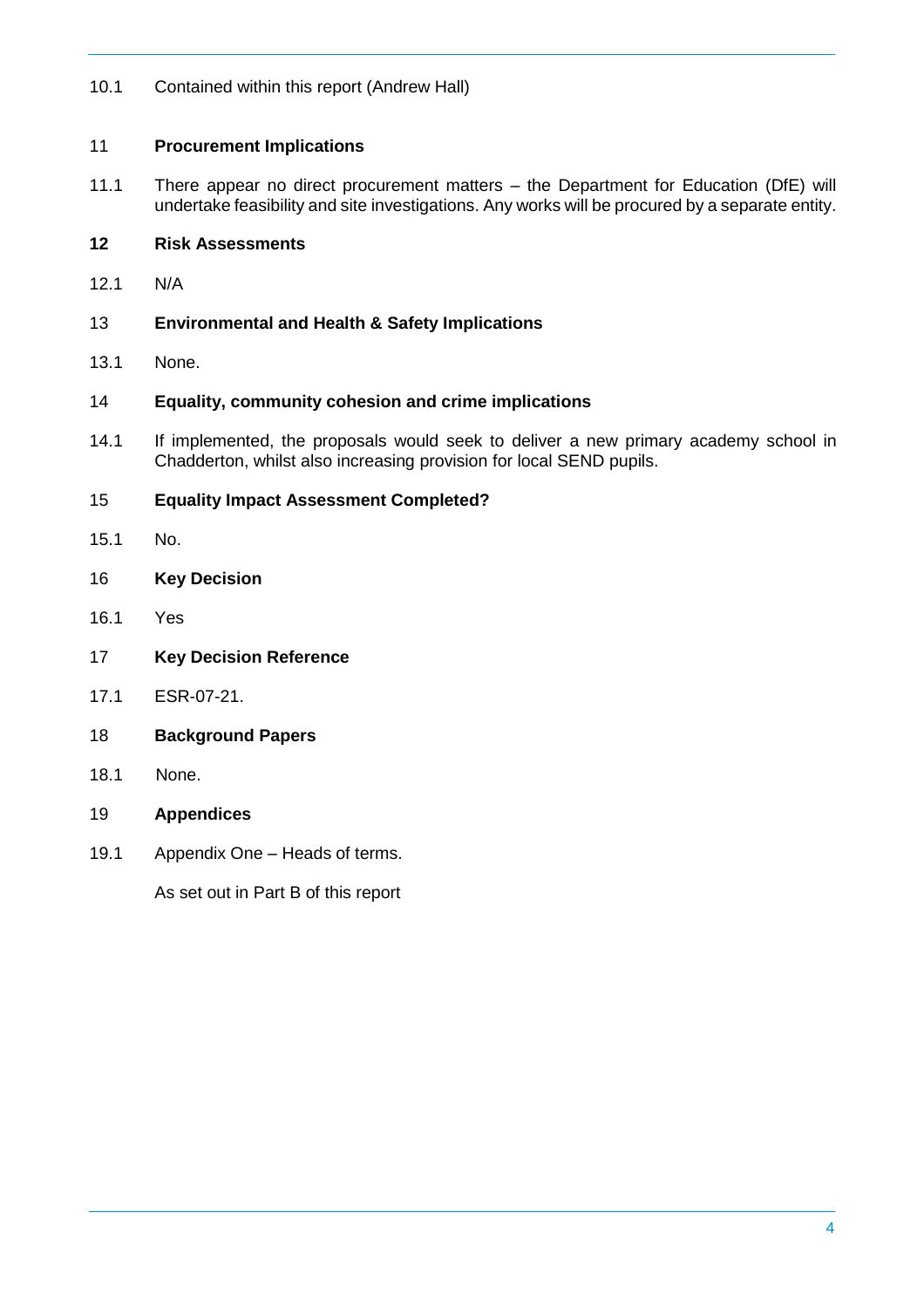10.1 Contained within this report (Andrew Hall)

## 11 Procurement Implications

11.1 There appear no direct procurement matters – the Department for Education (DfE) will undertake feasibility and site investigations. Any works will be procured by a separate entity.

## 12 Risk Assessments

12.1 N/A

## 13 Environmental and Health & Safety Implications

13.1 None.

## 14 Equality, community cohesion and crime implications

14.1 If implemented, the proposals would seek to deliver a new primary academy school in Chadderton, whilst also increasing provision for local SEND pupils.

## 15 Equality Impact Assessment Completed?

15.1 No.

## 16 Key Decision

16.1 Yes

## 17 Key Decision Reference

17.1 ESR-07-21.

## 18 Background Papers

18.1 None.

## 19 Appendices

19.1 Appendix One – Heads of terms.

As set out in Part B of this report